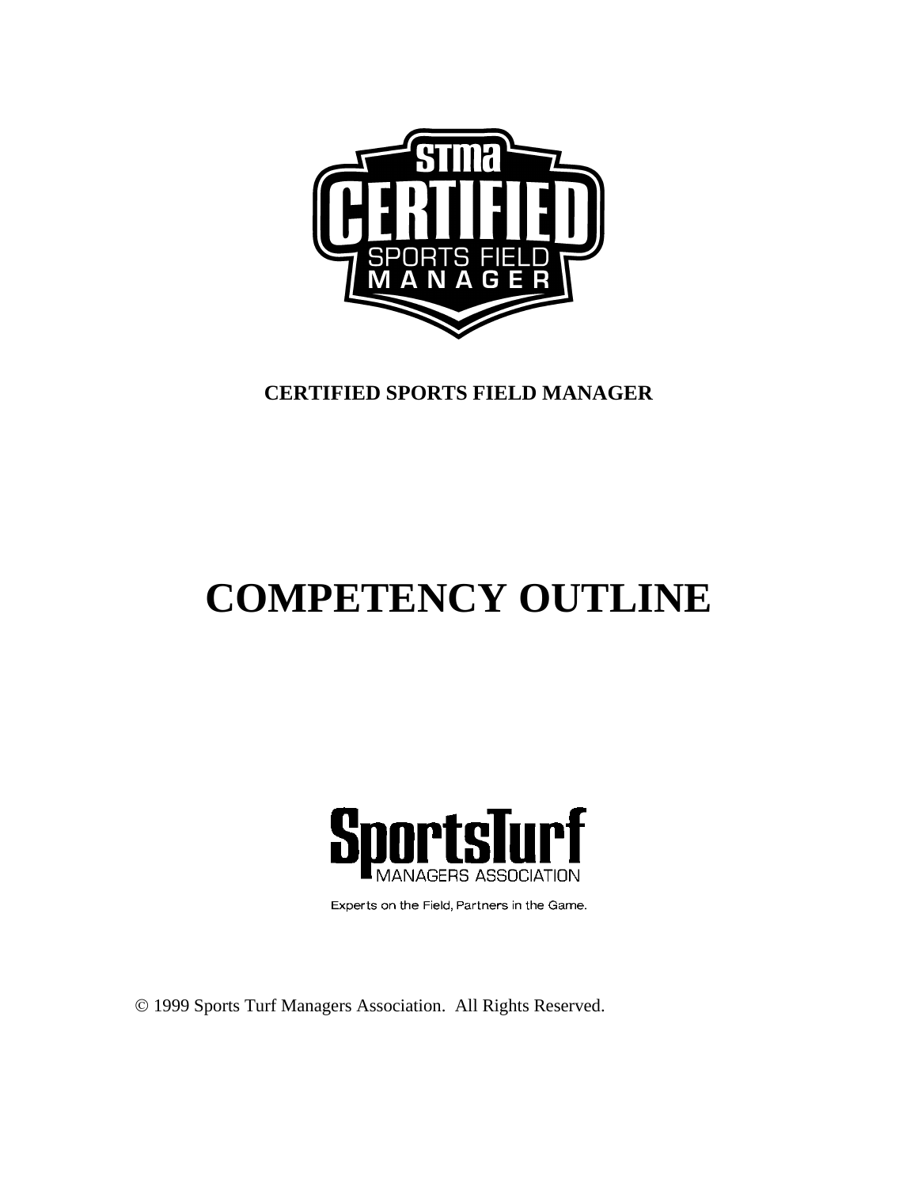**CERTIFIED SPORTS FIELD MANAGER**

# COMPETENCY OUTLINE

SportsTurf MANAGERS ASSOCIATION

Experts on the Field, Partners in the Game.

© 1999 Sports Turf Managers Association. All Rights Reserved.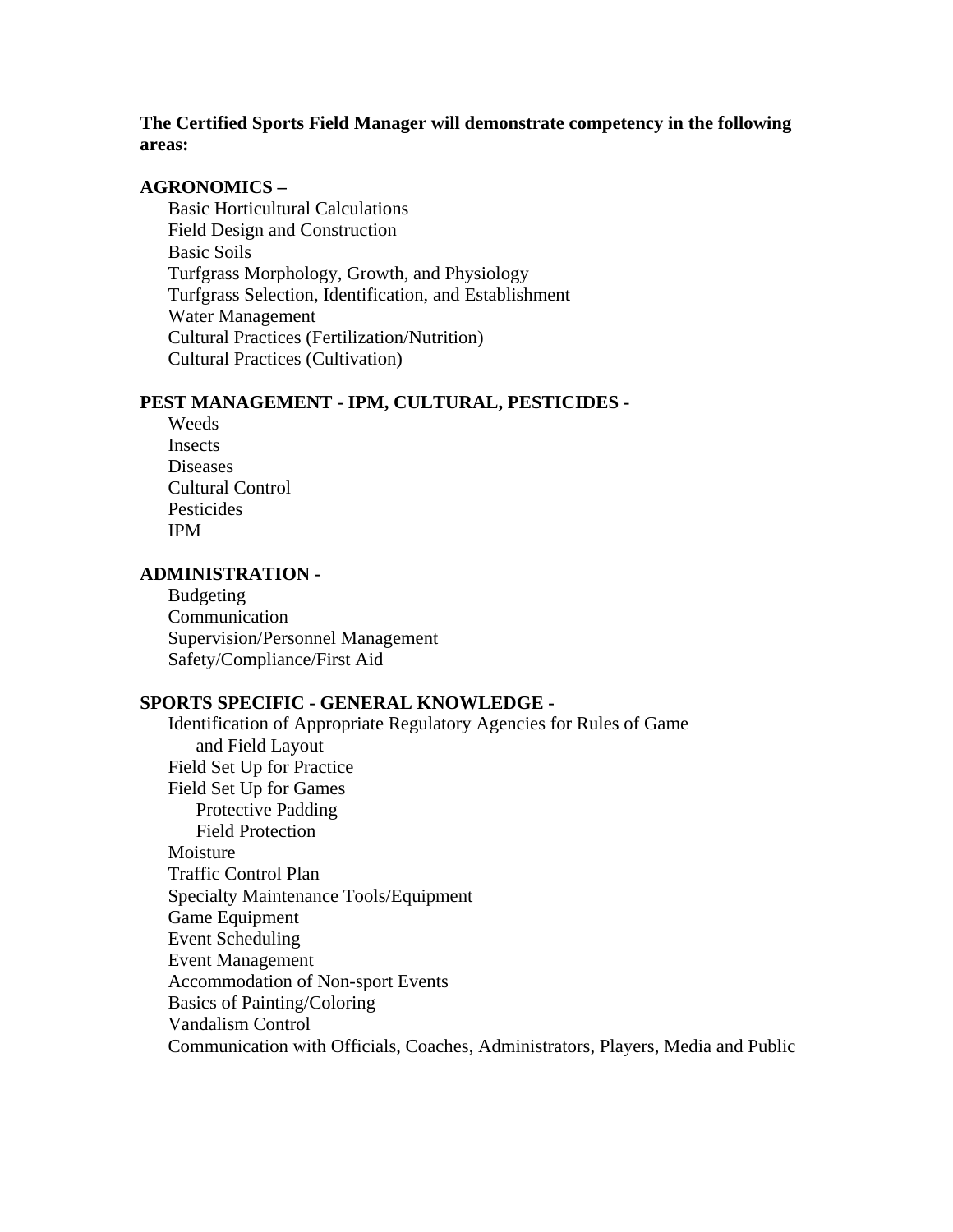**The Certified Sports Field Manager will demonstrate competency in the following areas:**

**AGRONOMICS –**

- Basic Horticultural Calculations
- Field Design and Construction
- Basic Soils
- Turfgrass Morphology, Growth, and Physiology
- Turfgrass Selection, Identification, and Establishment
- Water Management
- Cultural Practices (Fertilization/Nutrition)
- Cultural Practices (Cultivation)

**PEST MANAGEMENT - IPM, CULTURAL, PESTICIDES -**

- Weeds
- Insects
- Diseases
- Cultural Control
- Pesticides
- IPM

**ADMINISTRATION -**

- Budgeting
- Communication
- Supervision/Personnel Management
- Safety/Compliance/First Aid

**SPORTS SPECIFIC - GENERAL KNOWLEDGE -**

- Identification of Appropriate Regulatory Agencies for Rules of Game and Field Layout
- Field Set Up for Practice
- Field Set Up for Games
  - Protective Padding
  - Field Protection
- Moisture
- Traffic Control Plan
- Specialty Maintenance Tools/Equipment
- Game Equipment
- Event Scheduling
- Event Management
- Accommodation of Non-sport Events
- Basics of Painting/Coloring
- Vandalism Control
- Communication with Officials, Coaches, Administrators, Players, Media and Public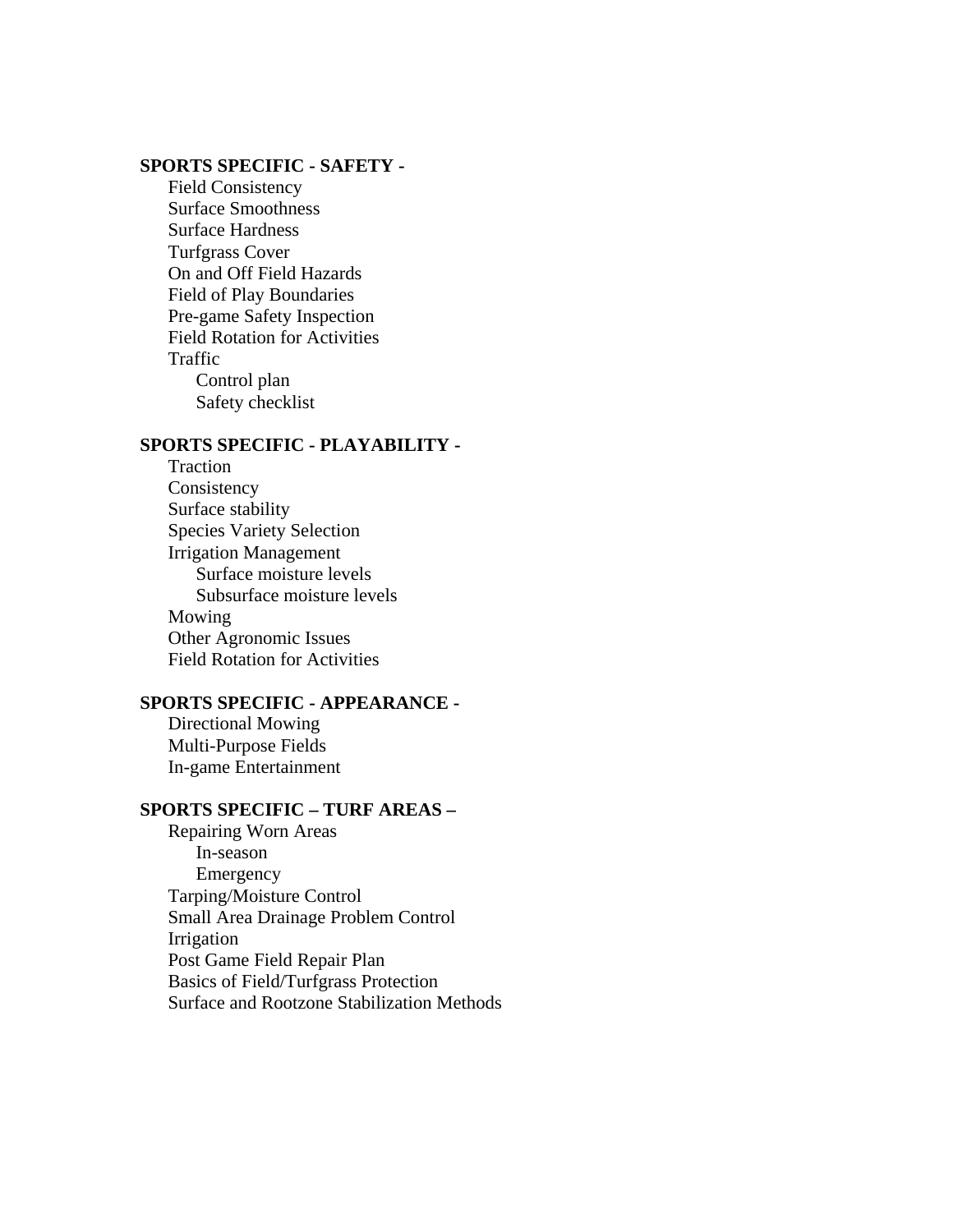**SPORTS SPECIFIC - SAFETY -**

- Field Consistency
- Surface Smoothness
- Surface Hardness
- Turfgrass Cover
- On and Off Field Hazards
- Field of Play Boundaries
- Pre-game Safety Inspection
- Field Rotation for Activities
- Traffic
    - Control plan
    - Safety checklist

**SPORTS SPECIFIC - PLAYABILITY -**

- Traction
- Consistency
- Surface stability
- Species Variety Selection
- Irrigation Management
    - Surface moisture levels
    - Subsurface moisture levels
- Mowing
- Other Agronomic Issues
- Field Rotation for Activities

**SPORTS SPECIFIC - APPEARANCE -**

- Directional Mowing
- Multi-Purpose Fields
- In-game Entertainment

**SPORTS SPECIFIC – TURF AREAS –**

- Repairing Worn Areas
    - In-season
    - Emergency
- Tarping/Moisture Control
- Small Area Drainage Problem Control
- Irrigation
- Post Game Field Repair Plan
- Basics of Field/Turfgrass Protection
- Surface and Rootzone Stabilization Methods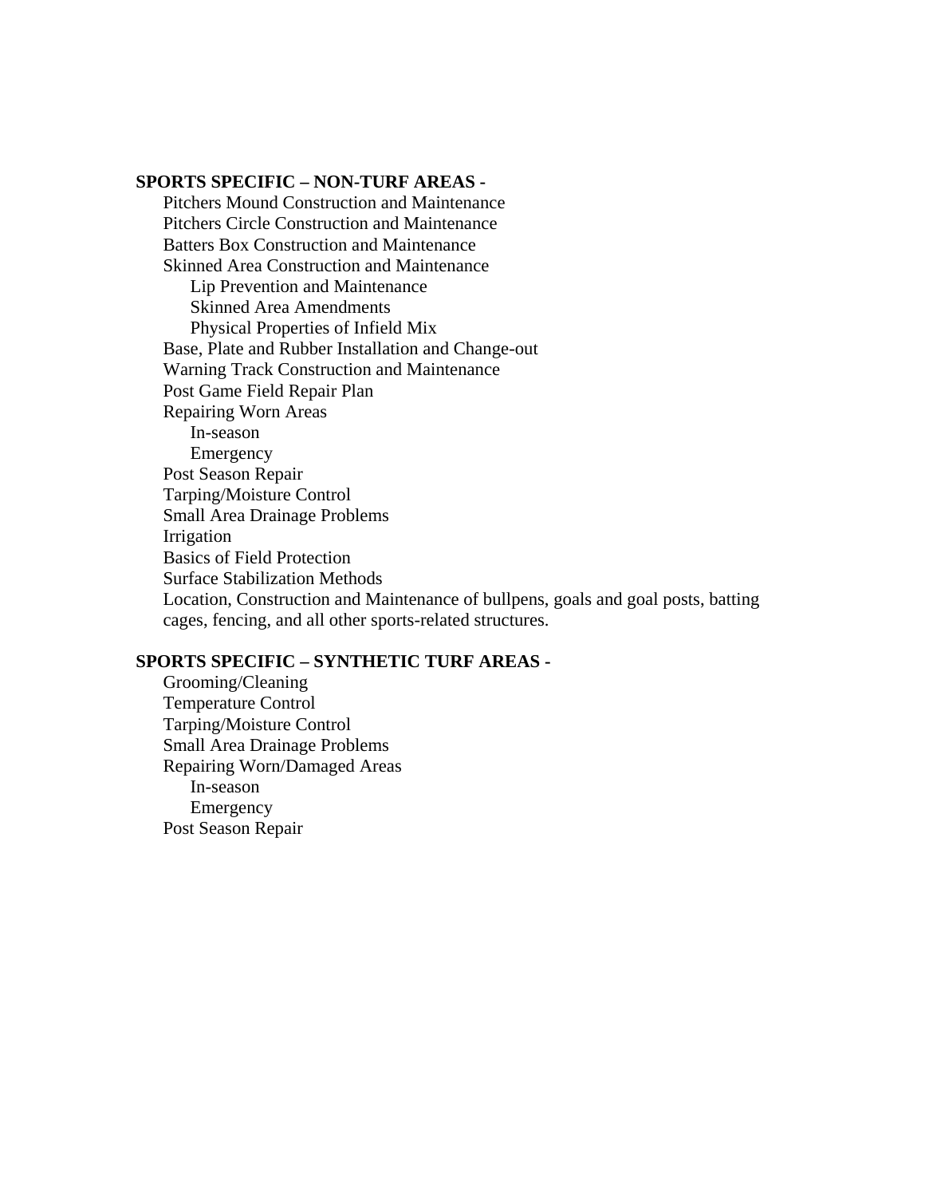**SPORTS SPECIFIC – NON-TURF AREAS -**

- Pitchers Mound Construction and Maintenance
- Pitchers Circle Construction and Maintenance
- Batters Box Construction and Maintenance
- Skinned Area Construction and Maintenance
  - Lip Prevention and Maintenance
  - Skinned Area Amendments
  - Physical Properties of Infield Mix
- Base, Plate and Rubber Installation and Change-out
- Warning Track Construction and Maintenance
- Post Game Field Repair Plan
- Repairing Worn Areas
  - In-season
  - Emergency
- Post Season Repair
- Tarping/Moisture Control
- Small Area Drainage Problems
- Irrigation
- Basics of Field Protection
- Surface Stabilization Methods
- Location, Construction and Maintenance of bullpens, goals and goal posts, batting cages, fencing, and all other sports-related structures.

**SPORTS SPECIFIC – SYNTHETIC TURF AREAS -**

- Grooming/Cleaning
- Temperature Control
- Tarping/Moisture Control
- Small Area Drainage Problems
- Repairing Worn/Damaged Areas
  - In-season
  - Emergency
- Post Season Repair